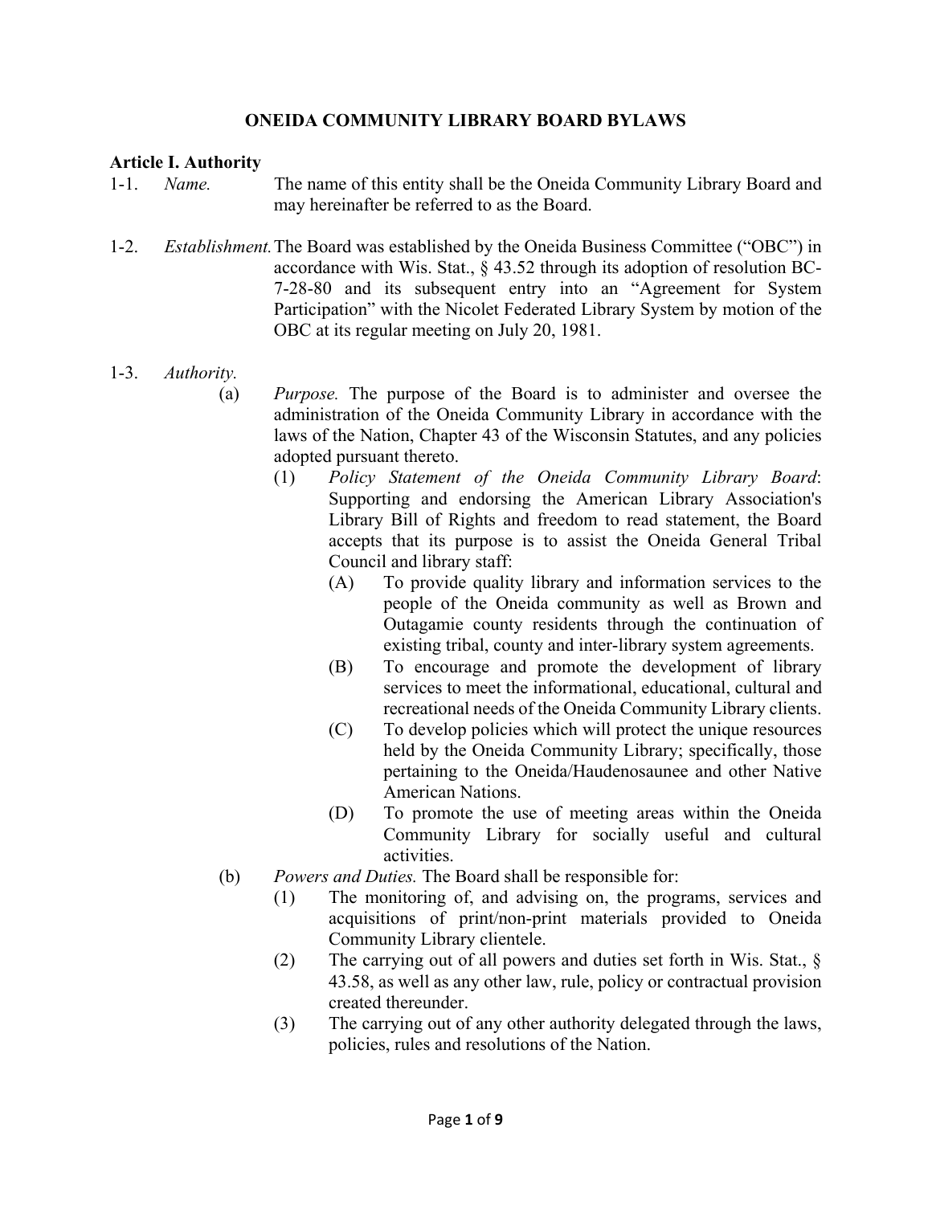# ONEIDA COMMUNITY LIBRARY BOARD BYLAWS

## Article I. Authority

1-1. *Name.* The name of this entity shall be the Oneida Community Library Board and may hereinafter be referred to as the Board.

1-2. *Establishment.* The Board was established by the Oneida Business Committee ("OBC") in accordance with Wis. Stat., § 43.52 through its adoption of resolution BC-7-28-80 and its subsequent entry into an "Agreement for System Participation" with the Nicolet Federated Library System by motion of the OBC at its regular meeting on July 20, 1981.

1-3. *Authority.*

- (a) *Purpose.* The purpose of the Board is to administer and oversee the administration of the Oneida Community Library in accordance with the laws of the Nation, Chapter 43 of the Wisconsin Statutes, and any policies adopted pursuant thereto.
  - (1) *Policy Statement of the Oneida Community Library Board*: Supporting and endorsing the American Library Association's Library Bill of Rights and freedom to read statement, the Board accepts that its purpose is to assist the Oneida General Tribal Council and library staff:
    - (A) To provide quality library and information services to the people of the Oneida community as well as Brown and Outagamie county residents through the continuation of existing tribal, county and inter-library system agreements.
    - (B) To encourage and promote the development of library services to meet the informational, educational, cultural and recreational needs of the Oneida Community Library clients.
    - (C) To develop policies which will protect the unique resources held by the Oneida Community Library; specifically, those pertaining to the Oneida/Haudenosaunee and other Native American Nations.
    - (D) To promote the use of meeting areas within the Oneida Community Library for socially useful and cultural activities.
- (b) *Powers and Duties.* The Board shall be responsible for:
  - (1) The monitoring of, and advising on, the programs, services and acquisitions of print/non-print materials provided to Oneida Community Library clientele.
  - (2) The carrying out of all powers and duties set forth in Wis. Stat., § 43.58, as well as any other law, rule, policy or contractual provision created thereunder.
  - (3) The carrying out of any other authority delegated through the laws, policies, rules and resolutions of the Nation.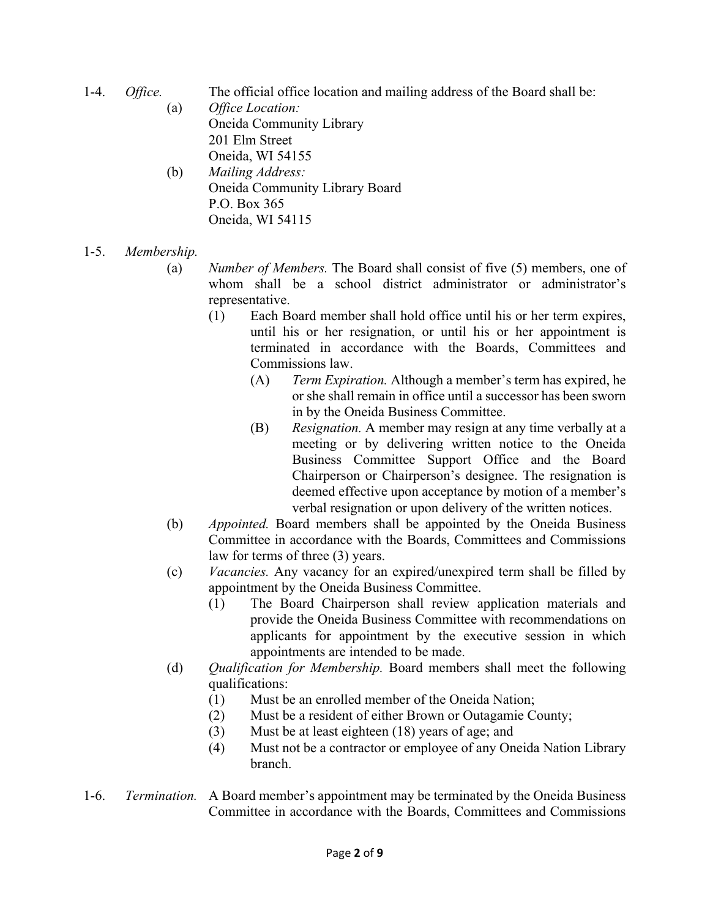1-4. *Office.* The official office location and mailing address of the Board shall be:

(a) *Office Location:*
Oneida Community Library
201 Elm Street
Oneida, WI 54155

(b) *Mailing Address:*
Oneida Community Library Board
P.O. Box 365
Oneida, WI 54115

1-5. *Membership.*

(a) *Number of Members.* The Board shall consist of five (5) members, one of whom shall be a school district administrator or administrator's representative.

(1) Each Board member shall hold office until his or her term expires, until his or her resignation, or until his or her appointment is terminated in accordance with the Boards, Committees and Commissions law.

(A) *Term Expiration.* Although a member's term has expired, he or she shall remain in office until a successor has been sworn in by the Oneida Business Committee.

(B) *Resignation.* A member may resign at any time verbally at a meeting or by delivering written notice to the Oneida Business Committee Support Office and the Board Chairperson or Chairperson's designee. The resignation is deemed effective upon acceptance by motion of a member's verbal resignation or upon delivery of the written notices.

(b) *Appointed.* Board members shall be appointed by the Oneida Business Committee in accordance with the Boards, Committees and Commissions law for terms of three (3) years.

(c) *Vacancies.* Any vacancy for an expired/unexpired term shall be filled by appointment by the Oneida Business Committee.

(1) The Board Chairperson shall review application materials and provide the Oneida Business Committee with recommendations on applicants for appointment by the executive session in which appointments are intended to be made.

(d) *Qualification for Membership.* Board members shall meet the following qualifications:

(1) Must be an enrolled member of the Oneida Nation;

(2) Must be a resident of either Brown or Outagamie County;

(3) Must be at least eighteen (18) years of age; and

(4) Must not be a contractor or employee of any Oneida Nation Library branch.

1-6. *Termination.* A Board member's appointment may be terminated by the Oneida Business Committee in accordance with the Boards, Committees and Commissions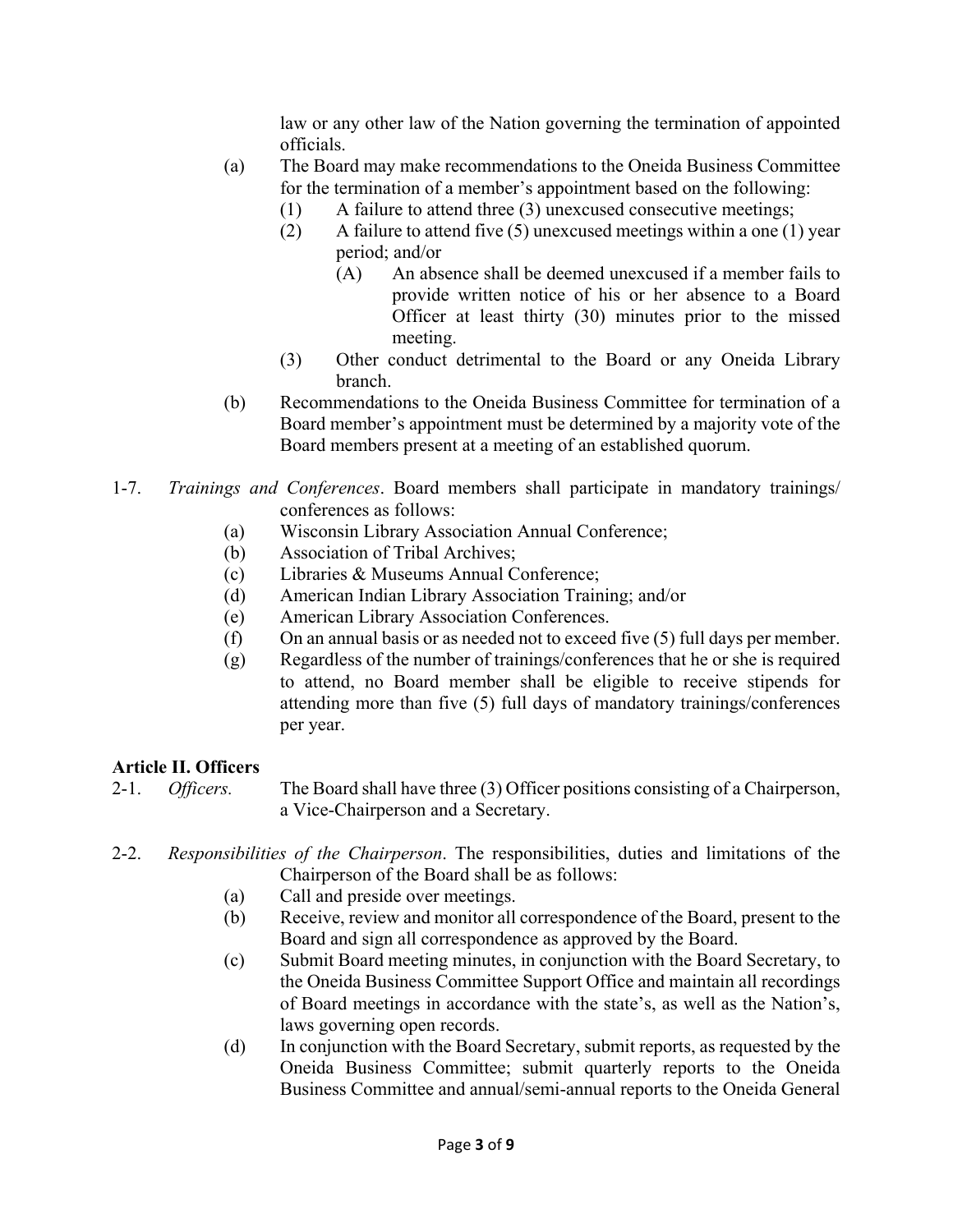law or any other law of the Nation governing the termination of appointed officials.

- (a) The Board may make recommendations to the Oneida Business Committee for the termination of a member's appointment based on the following:
  - (1) A failure to attend three (3) unexcused consecutive meetings;
  - (2) A failure to attend five (5) unexcused meetings within a one (1) year period; and/or
    - (A) An absence shall be deemed unexcused if a member fails to provide written notice of his or her absence to a Board Officer at least thirty (30) minutes prior to the missed meeting.
  - (3) Other conduct detrimental to the Board or any Oneida Library branch.
- (b) Recommendations to the Oneida Business Committee for termination of a Board member's appointment must be determined by a majority vote of the Board members present at a meeting of an established quorum.

1-7. *Trainings and Conferences*. Board members shall participate in mandatory trainings/ conferences as follows:

- (a) Wisconsin Library Association Annual Conference;
- (b) Association of Tribal Archives;
- (c) Libraries & Museums Annual Conference;
- (d) American Indian Library Association Training; and/or
- (e) American Library Association Conferences.
- (f) On an annual basis or as needed not to exceed five (5) full days per member.
- (g) Regardless of the number of trainings/conferences that he or she is required to attend, no Board member shall be eligible to receive stipends for attending more than five (5) full days of mandatory trainings/conferences per year.

**Article II. Officers**

2-1. *Officers.* The Board shall have three (3) Officer positions consisting of a Chairperson, a Vice-Chairperson and a Secretary.

2-2. *Responsibilities of the Chairperson*. The responsibilities, duties and limitations of the Chairperson of the Board shall be as follows:

- (a) Call and preside over meetings.
- (b) Receive, review and monitor all correspondence of the Board, present to the Board and sign all correspondence as approved by the Board.
- (c) Submit Board meeting minutes, in conjunction with the Board Secretary, to the Oneida Business Committee Support Office and maintain all recordings of Board meetings in accordance with the state's, as well as the Nation's, laws governing open records.
- (d) In conjunction with the Board Secretary, submit reports, as requested by the Oneida Business Committee; submit quarterly reports to the Oneida Business Committee and annual/semi-annual reports to the Oneida General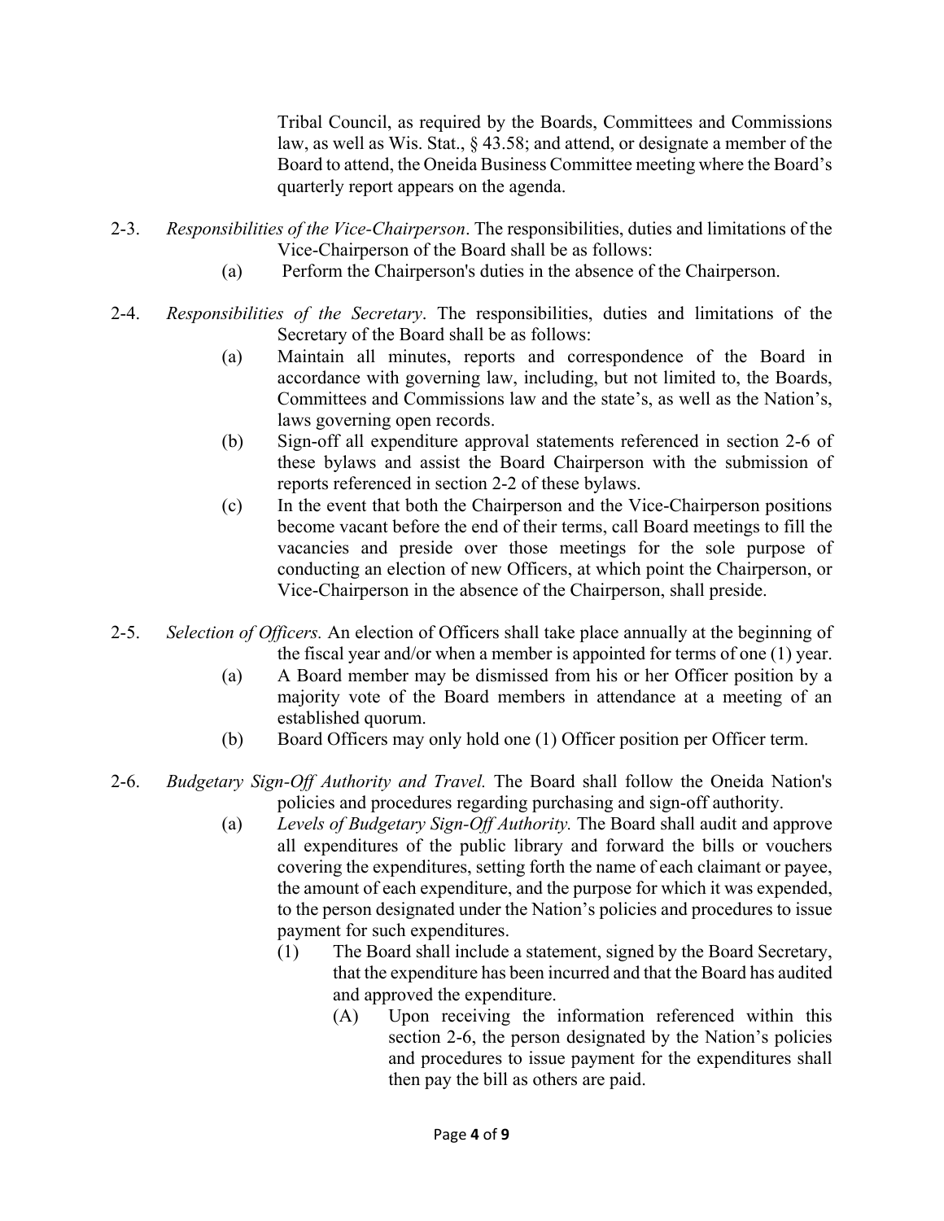Tribal Council, as required by the Boards, Committees and Commissions law, as well as Wis. Stat., § 43.58; and attend, or designate a member of the Board to attend, the Oneida Business Committee meeting where the Board's quarterly report appears on the agenda.

2-3. *Responsibilities of the Vice-Chairperson*. The responsibilities, duties and limitations of the Vice-Chairperson of the Board shall be as follows:

- (a) Perform the Chairperson's duties in the absence of the Chairperson.

2-4. *Responsibilities of the Secretary*. The responsibilities, duties and limitations of the Secretary of the Board shall be as follows:

- (a) Maintain all minutes, reports and correspondence of the Board in accordance with governing law, including, but not limited to, the Boards, Committees and Commissions law and the state's, as well as the Nation's, laws governing open records.
- (b) Sign-off all expenditure approval statements referenced in section 2-6 of these bylaws and assist the Board Chairperson with the submission of reports referenced in section 2-2 of these bylaws.
- (c) In the event that both the Chairperson and the Vice-Chairperson positions become vacant before the end of their terms, call Board meetings to fill the vacancies and preside over those meetings for the sole purpose of conducting an election of new Officers, at which point the Chairperson, or Vice-Chairperson in the absence of the Chairperson, shall preside.

2-5. *Selection of Officers.* An election of Officers shall take place annually at the beginning of the fiscal year and/or when a member is appointed for terms of one (1) year.

- (a) A Board member may be dismissed from his or her Officer position by a majority vote of the Board members in attendance at a meeting of an established quorum.
- (b) Board Officers may only hold one (1) Officer position per Officer term.

2-6. *Budgetary Sign-Off Authority and Travel.* The Board shall follow the Oneida Nation's policies and procedures regarding purchasing and sign-off authority.

- (a) *Levels of Budgetary Sign-Off Authority.* The Board shall audit and approve all expenditures of the public library and forward the bills or vouchers covering the expenditures, setting forth the name of each claimant or payee, the amount of each expenditure, and the purpose for which it was expended, to the person designated under the Nation's policies and procedures to issue payment for such expenditures.
  - (1) The Board shall include a statement, signed by the Board Secretary, that the expenditure has been incurred and that the Board has audited and approved the expenditure.
    - (A) Upon receiving the information referenced within this section 2-6, the person designated by the Nation's policies and procedures to issue payment for the expenditures shall then pay the bill as others are paid.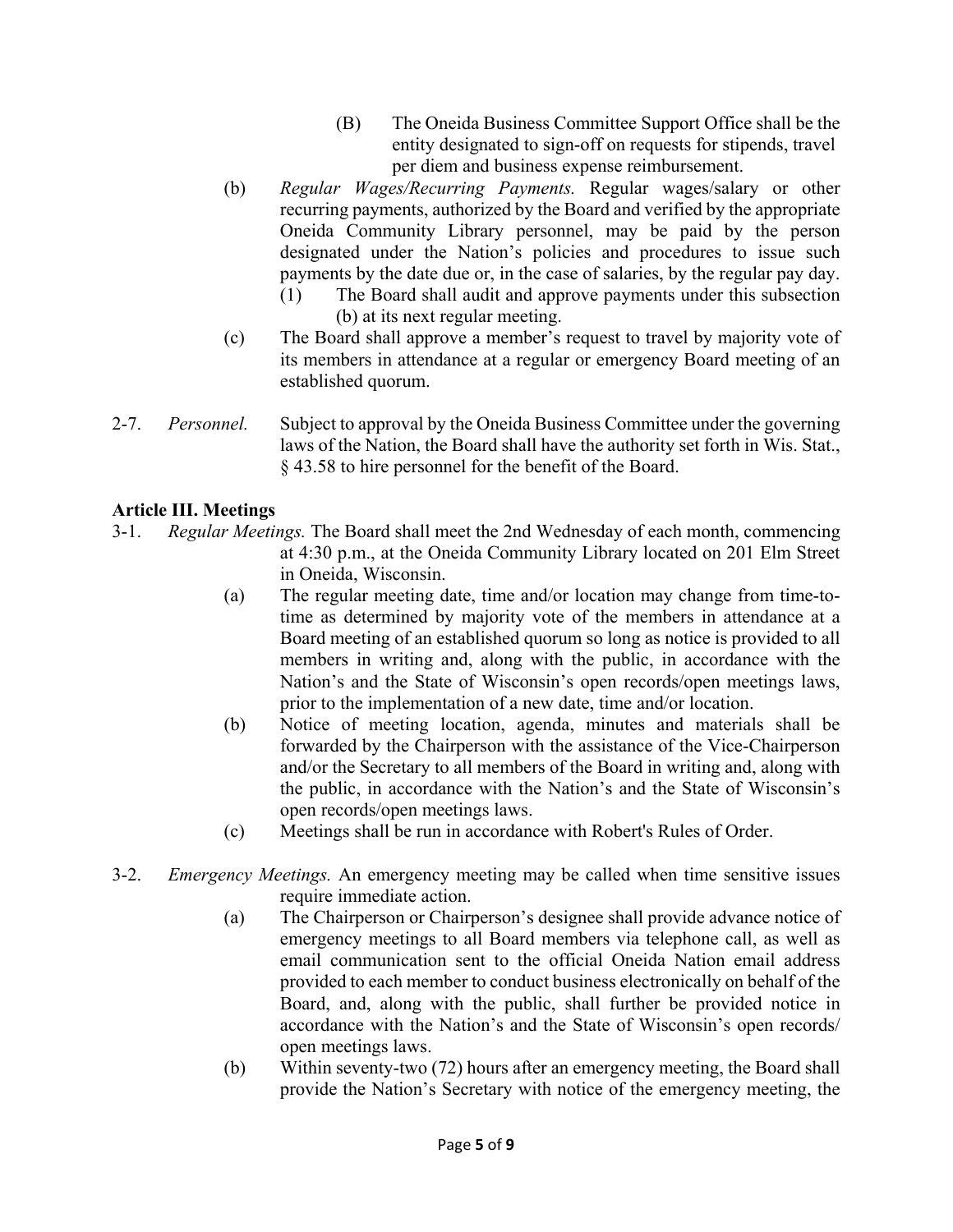(B) The Oneida Business Committee Support Office shall be the entity designated to sign-off on requests for stipends, travel per diem and business expense reimbursement.

(b) *Regular Wages/Recurring Payments.* Regular wages/salary or other recurring payments, authorized by the Board and verified by the appropriate Oneida Community Library personnel, may be paid by the person designated under the Nation's policies and procedures to issue such payments by the date due or, in the case of salaries, by the regular pay day.

(1) The Board shall audit and approve payments under this subsection (b) at its next regular meeting.

(c) The Board shall approve a member's request to travel by majority vote of its members in attendance at a regular or emergency Board meeting of an established quorum.

2-7. *Personnel.* Subject to approval by the Oneida Business Committee under the governing laws of the Nation, the Board shall have the authority set forth in Wis. Stat., § 43.58 to hire personnel for the benefit of the Board.

**Article III. Meetings**

3-1. *Regular Meetings.* The Board shall meet the 2nd Wednesday of each month, commencing at 4:30 p.m., at the Oneida Community Library located on 201 Elm Street in Oneida, Wisconsin.

(a) The regular meeting date, time and/or location may change from time-to-time as determined by majority vote of the members in attendance at a Board meeting of an established quorum so long as notice is provided to all members in writing and, along with the public, in accordance with the Nation's and the State of Wisconsin's open records/open meetings laws, prior to the implementation of a new date, time and/or location.

(b) Notice of meeting location, agenda, minutes and materials shall be forwarded by the Chairperson with the assistance of the Vice-Chairperson and/or the Secretary to all members of the Board in writing and, along with the public, in accordance with the Nation's and the State of Wisconsin's open records/open meetings laws.

(c) Meetings shall be run in accordance with Robert's Rules of Order.

3-2. *Emergency Meetings.* An emergency meeting may be called when time sensitive issues require immediate action.

(a) The Chairperson or Chairperson's designee shall provide advance notice of emergency meetings to all Board members via telephone call, as well as email communication sent to the official Oneida Nation email address provided to each member to conduct business electronically on behalf of the Board, and, along with the public, shall further be provided notice in accordance with the Nation's and the State of Wisconsin's open records/ open meetings laws.

(b) Within seventy-two (72) hours after an emergency meeting, the Board shall provide the Nation's Secretary with notice of the emergency meeting, the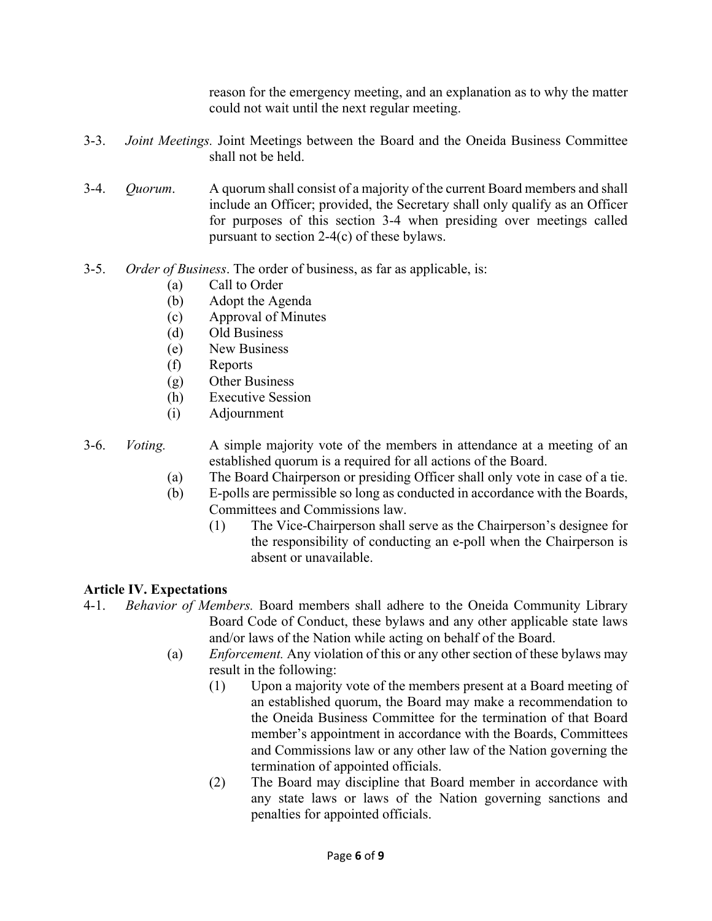reason for the emergency meeting, and an explanation as to why the matter could not wait until the next regular meeting.

3-3. *Joint Meetings.* Joint Meetings between the Board and the Oneida Business Committee shall not be held.

3-4. *Quorum*. A quorum shall consist of a majority of the current Board members and shall include an Officer; provided, the Secretary shall only qualify as an Officer for purposes of this section 3-4 when presiding over meetings called pursuant to section 2-4(c) of these bylaws.

3-5. *Order of Business*. The order of business, as far as applicable, is:
- (a) Call to Order
- (b) Adopt the Agenda
- (c) Approval of Minutes
- (d) Old Business
- (e) New Business
- (f) Reports
- (g) Other Business
- (h) Executive Session
- (i) Adjournment

3-6. *Voting.* A simple majority vote of the members in attendance at a meeting of an established quorum is a required for all actions of the Board.
- (a) The Board Chairperson or presiding Officer shall only vote in case of a tie.
- (b) E-polls are permissible so long as conducted in accordance with the Boards, Committees and Commissions law.
  - (1) The Vice-Chairperson shall serve as the Chairperson's designee for the responsibility of conducting an e-poll when the Chairperson is absent or unavailable.

**Article IV. Expectations**

4-1. *Behavior of Members.* Board members shall adhere to the Oneida Community Library Board Code of Conduct, these bylaws and any other applicable state laws and/or laws of the Nation while acting on behalf of the Board.
- (a) *Enforcement.* Any violation of this or any other section of these bylaws may result in the following:
  - (1) Upon a majority vote of the members present at a Board meeting of an established quorum, the Board may make a recommendation to the Oneida Business Committee for the termination of that Board member's appointment in accordance with the Boards, Committees and Commissions law or any other law of the Nation governing the termination of appointed officials.
  - (2) The Board may discipline that Board member in accordance with any state laws or laws of the Nation governing sanctions and penalties for appointed officials.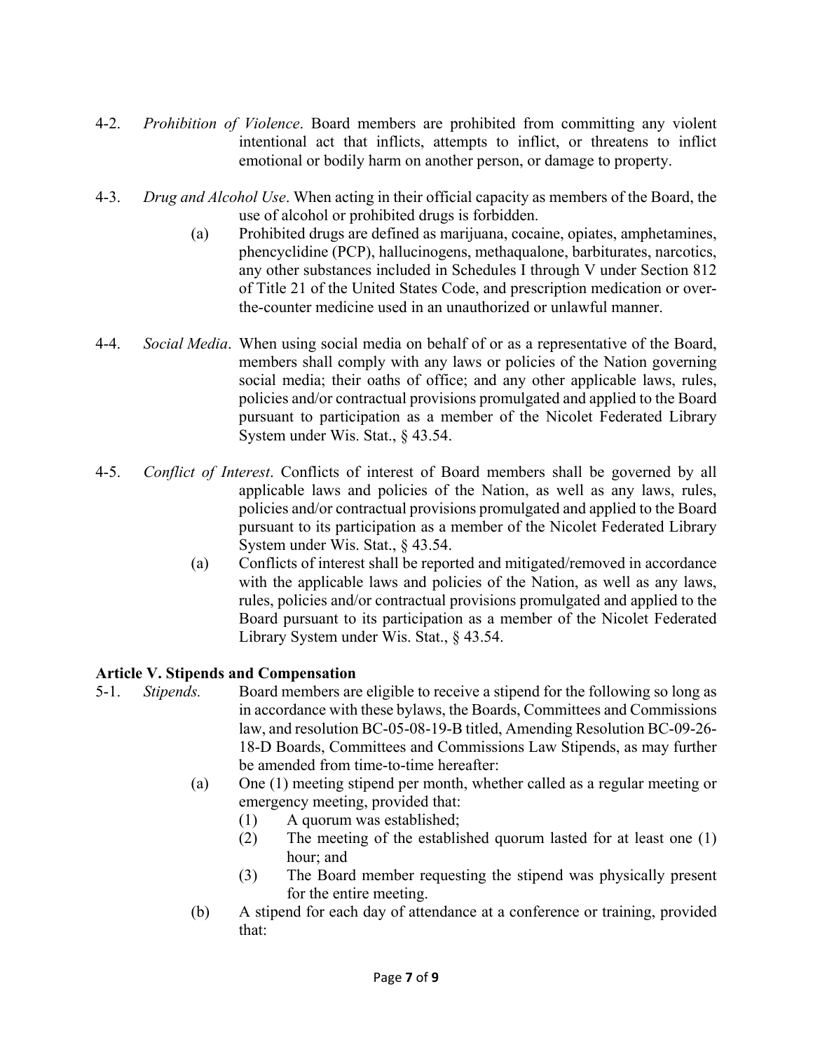4-2. *Prohibition of Violence*. Board members are prohibited from committing any violent intentional act that inflicts, attempts to inflict, or threatens to inflict emotional or bodily harm on another person, or damage to property.

4-3. *Drug and Alcohol Use*. When acting in their official capacity as members of the Board, the use of alcohol or prohibited drugs is forbidden.

- (a) Prohibited drugs are defined as marijuana, cocaine, opiates, amphetamines, phencyclidine (PCP), hallucinogens, methaqualone, barbiturates, narcotics, any other substances included in Schedules I through V under Section 812 of Title 21 of the United States Code, and prescription medication or over-the-counter medicine used in an unauthorized or unlawful manner.

4-4. *Social Media*. When using social media on behalf of or as a representative of the Board, members shall comply with any laws or policies of the Nation governing social media; their oaths of office; and any other applicable laws, rules, policies and/or contractual provisions promulgated and applied to the Board pursuant to participation as a member of the Nicolet Federated Library System under Wis. Stat., § 43.54.

4-5. *Conflict of Interest*. Conflicts of interest of Board members shall be governed by all applicable laws and policies of the Nation, as well as any laws, rules, policies and/or contractual provisions promulgated and applied to the Board pursuant to its participation as a member of the Nicolet Federated Library System under Wis. Stat., § 43.54.

- (a) Conflicts of interest shall be reported and mitigated/removed in accordance with the applicable laws and policies of the Nation, as well as any laws, rules, policies and/or contractual provisions promulgated and applied to the Board pursuant to its participation as a member of the Nicolet Federated Library System under Wis. Stat., § 43.54.

**Article V. Stipends and Compensation**

5-1. *Stipends.* Board members are eligible to receive a stipend for the following so long as in accordance with these bylaws, the Boards, Committees and Commissions law, and resolution BC-05-08-19-B titled, Amending Resolution BC-09-26-18-D Boards, Committees and Commissions Law Stipends, as may further be amended from time-to-time hereafter:

- (a) One (1) meeting stipend per month, whether called as a regular meeting or emergency meeting, provided that:
  - (1) A quorum was established;
  - (2) The meeting of the established quorum lasted for at least one (1) hour; and
  - (3) The Board member requesting the stipend was physically present for the entire meeting.
- (b) A stipend for each day of attendance at a conference or training, provided that: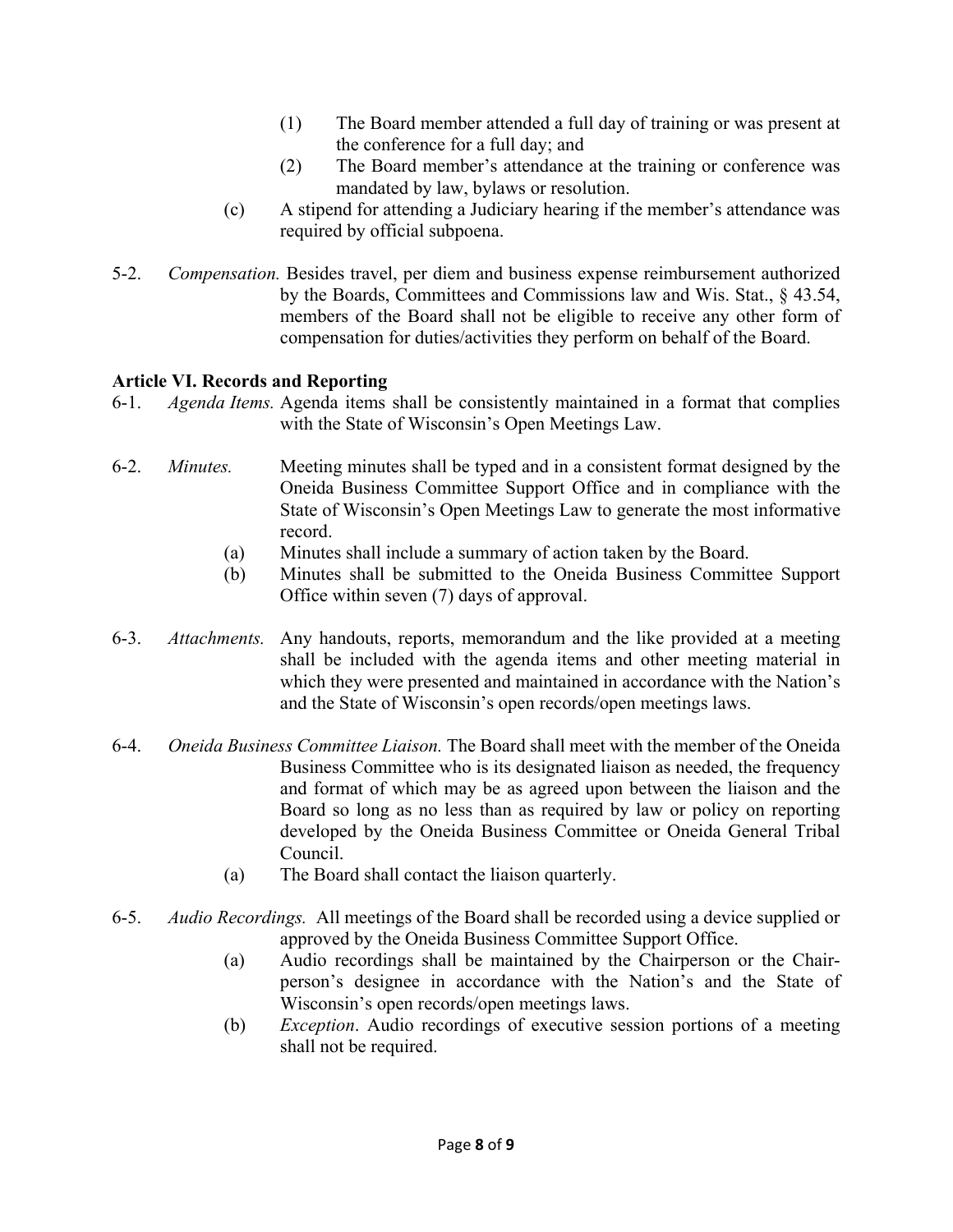(1) The Board member attended a full day of training or was present at the conference for a full day; and

(2) The Board member's attendance at the training or conference was mandated by law, bylaws or resolution.

(c) A stipend for attending a Judiciary hearing if the member's attendance was required by official subpoena.

5-2. *Compensation.* Besides travel, per diem and business expense reimbursement authorized by the Boards, Committees and Commissions law and Wis. Stat., § 43.54, members of the Board shall not be eligible to receive any other form of compensation for duties/activities they perform on behalf of the Board.

**Article VI. Records and Reporting**

6-1. *Agenda Items.* Agenda items shall be consistently maintained in a format that complies with the State of Wisconsin's Open Meetings Law.

6-2. *Minutes.* Meeting minutes shall be typed and in a consistent format designed by the Oneida Business Committee Support Office and in compliance with the State of Wisconsin's Open Meetings Law to generate the most informative record.

(a) Minutes shall include a summary of action taken by the Board.

(b) Minutes shall be submitted to the Oneida Business Committee Support Office within seven (7) days of approval.

6-3. *Attachments.* Any handouts, reports, memorandum and the like provided at a meeting shall be included with the agenda items and other meeting material in which they were presented and maintained in accordance with the Nation's and the State of Wisconsin's open records/open meetings laws.

6-4. *Oneida Business Committee Liaison.* The Board shall meet with the member of the Oneida Business Committee who is its designated liaison as needed, the frequency and format of which may be as agreed upon between the liaison and the Board so long as no less than as required by law or policy on reporting developed by the Oneida Business Committee or Oneida General Tribal Council.

(a) The Board shall contact the liaison quarterly.

6-5. *Audio Recordings.* All meetings of the Board shall be recorded using a device supplied or approved by the Oneida Business Committee Support Office.

(a) Audio recordings shall be maintained by the Chairperson or the Chair-person's designee in accordance with the Nation's and the State of Wisconsin's open records/open meetings laws.

(b) *Exception*. Audio recordings of executive session portions of a meeting shall not be required.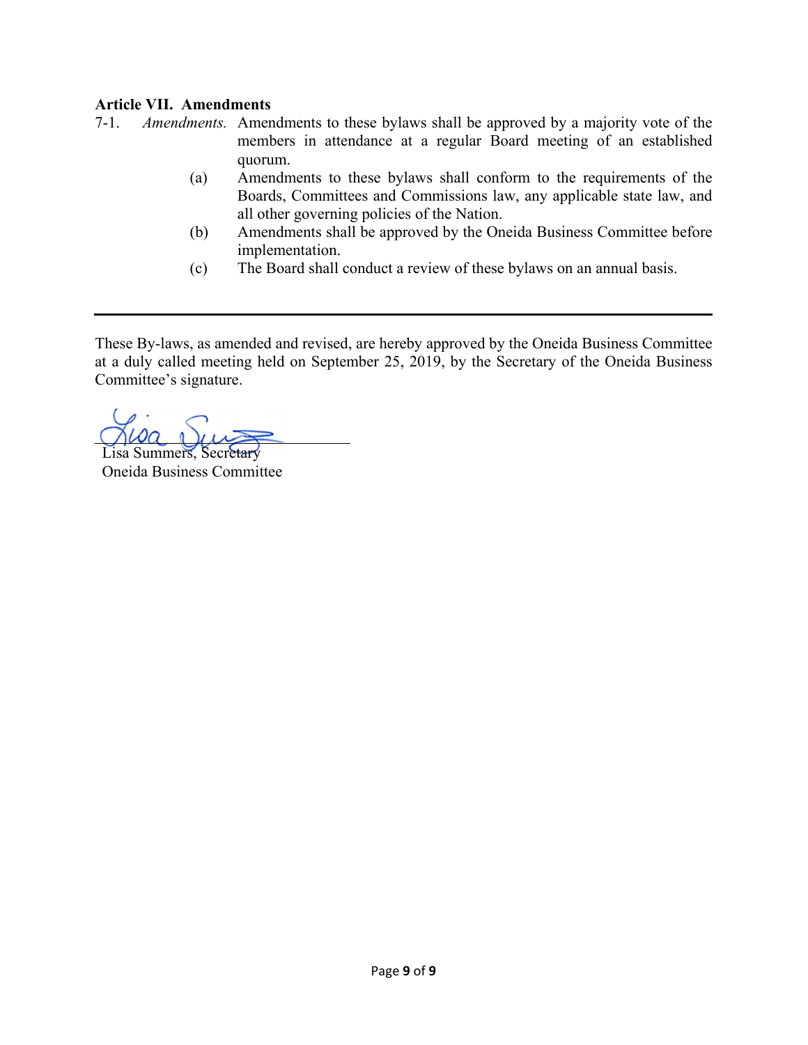### Article VII. Amendments

7-1. *Amendments.* Amendments to these bylaws shall be approved by a majority vote of the members in attendance at a regular Board meeting of an established quorum.

(a) Amendments to these bylaws shall conform to the requirements of the Boards, Committees and Commissions law, any applicable state law, and all other governing policies of the Nation.

(b) Amendments shall be approved by the Oneida Business Committee before implementation.

(c) The Board shall conduct a review of these bylaws on an annual basis.

---

These By-laws, as amended and revised, are hereby approved by the Oneida Business Committee at a duly called meeting held on September 25, 2019, by the Secretary of the Oneida Business Committee's signature.

Lisa Summers, Secretary
Oneida Business Committee